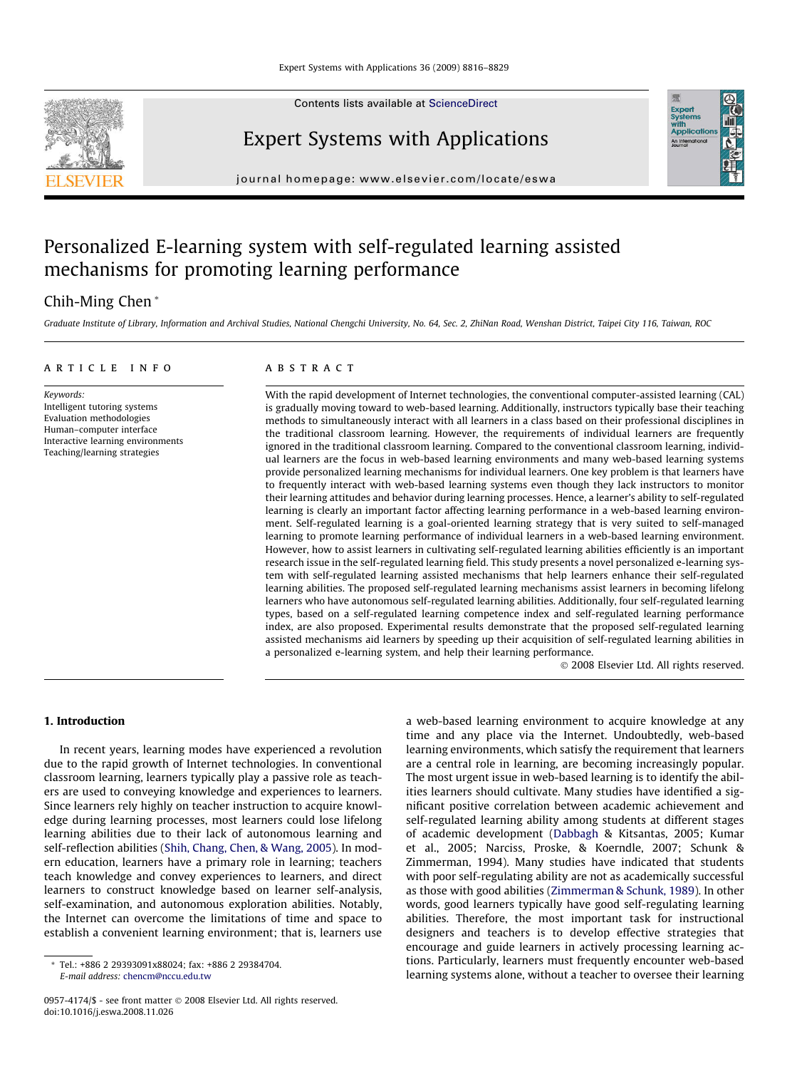Contents lists available at ScienceDirect

# Expert Systems with Applications

journal homepage: www.elsevier.com/locate/eswa

# Personalized E-learning system with self-regulated learning assisted mechanisms for promoting learning performance

Chih-Ming Chen *

*Graduate Institute of Library, Information and Archival Studies, National Chengchi University, No. 64, Sec. 2, ZhiNan Road, Wenshan District, Taipei City 116, Taiwan, ROC*

## ARTICLE INFO

*Keywords:*
Intelligent tutoring systems
Evaluation methodologies
Human–computer interface
Interactive learning environments
Teaching/learning strategies

## ABSTRACT

With the rapid development of Internet technologies, the conventional computer-assisted learning (CAL) is gradually moving toward to web-based learning. Additionally, instructors typically base their teaching methods to simultaneously interact with all learners in a class based on their professional disciplines in the traditional classroom learning. However, the requirements of individual learners are frequently ignored in the traditional classroom learning. Compared to the conventional classroom learning, individual learners are the focus in web-based learning environments and many web-based learning systems provide personalized learning mechanisms for individual learners. One key problem is that learners have to frequently interact with web-based learning systems even though they lack instructors to monitor their learning attitudes and behavior during learning processes. Hence, a learner's ability to self-regulated learning is clearly an important factor affecting learning performance in a web-based learning environment. Self-regulated learning is a goal-oriented learning strategy that is very suited to self-managed learning to promote learning performance of individual learners in a web-based learning environment. However, how to assist learners in cultivating self-regulated learning abilities efficiently is an important research issue in the self-regulated learning field. This study presents a novel personalized e-learning system with self-regulated learning assisted mechanisms that help learners enhance their self-regulated learning abilities. The proposed self-regulated learning mechanisms assist learners in becoming lifelong learners who have autonomous self-regulated learning abilities. Additionally, four self-regulated learning types, based on a self-regulated learning competence index and self-regulated learning performance index, are also proposed. Experimental results demonstrate that the proposed self-regulated learning assisted mechanisms aid learners by speeding up their acquisition of self-regulated learning abilities in a personalized e-learning system, and help their learning performance.

© 2008 Elsevier Ltd. All rights reserved.

## 1. Introduction

In recent years, learning modes have experienced a revolution due to the rapid growth of Internet technologies. In conventional classroom learning, learners typically play a passive role as teachers are used to conveying knowledge and experiences to learners. Since learners rely highly on teacher instruction to acquire knowledge during learning processes, most learners could lose lifelong learning abilities due to their lack of autonomous learning and self-reflection abilities (Shih, Chang, Chen, & Wang, 2005). In modern education, learners have a primary role in learning; teachers teach knowledge and convey experiences to learners, and direct learners to construct knowledge based on learner self-analysis, self-examination, and autonomous exploration abilities. Notably, the Internet can overcome the limitations of time and space to establish a convenient learning environment; that is, learners use a web-based learning environment to acquire knowledge at any time and any place via the Internet. Undoubtedly, web-based learning environments, which satisfy the requirement that learners are a central role in learning, are becoming increasingly popular. The most urgent issue in web-based learning is to identify the abilities learners should cultivate. Many studies have identified a significant positive correlation between academic achievement and self-regulated learning ability among students at different stages of academic development (Dabbagh & Kitsantas, 2005; Kumar et al., 2005; Narciss, Proske, & Koerndle, 2007; Schunk & Zimmerman, 1994). Many studies have indicated that students with poor self-regulating ability are not as academically successful as those with good abilities (Zimmerman & Schunk, 1989). In other words, good learners typically have good self-regulating learning abilities. Therefore, the most important task for instructional designers and teachers is to develop effective strategies that encourage and guide learners in actively processing learning actions. Particularly, learners must frequently encounter web-based learning systems alone, without a teacher to oversee their learning

* Tel.: +886 2 29393091x88024; fax: +886 2 29384704.
*E-mail address:* chencm@nccu.edu.tw

0957-4174/$ - see front matter © 2008 Elsevier Ltd. All rights reserved.
doi:10.1016/j.eswa.2008.11.026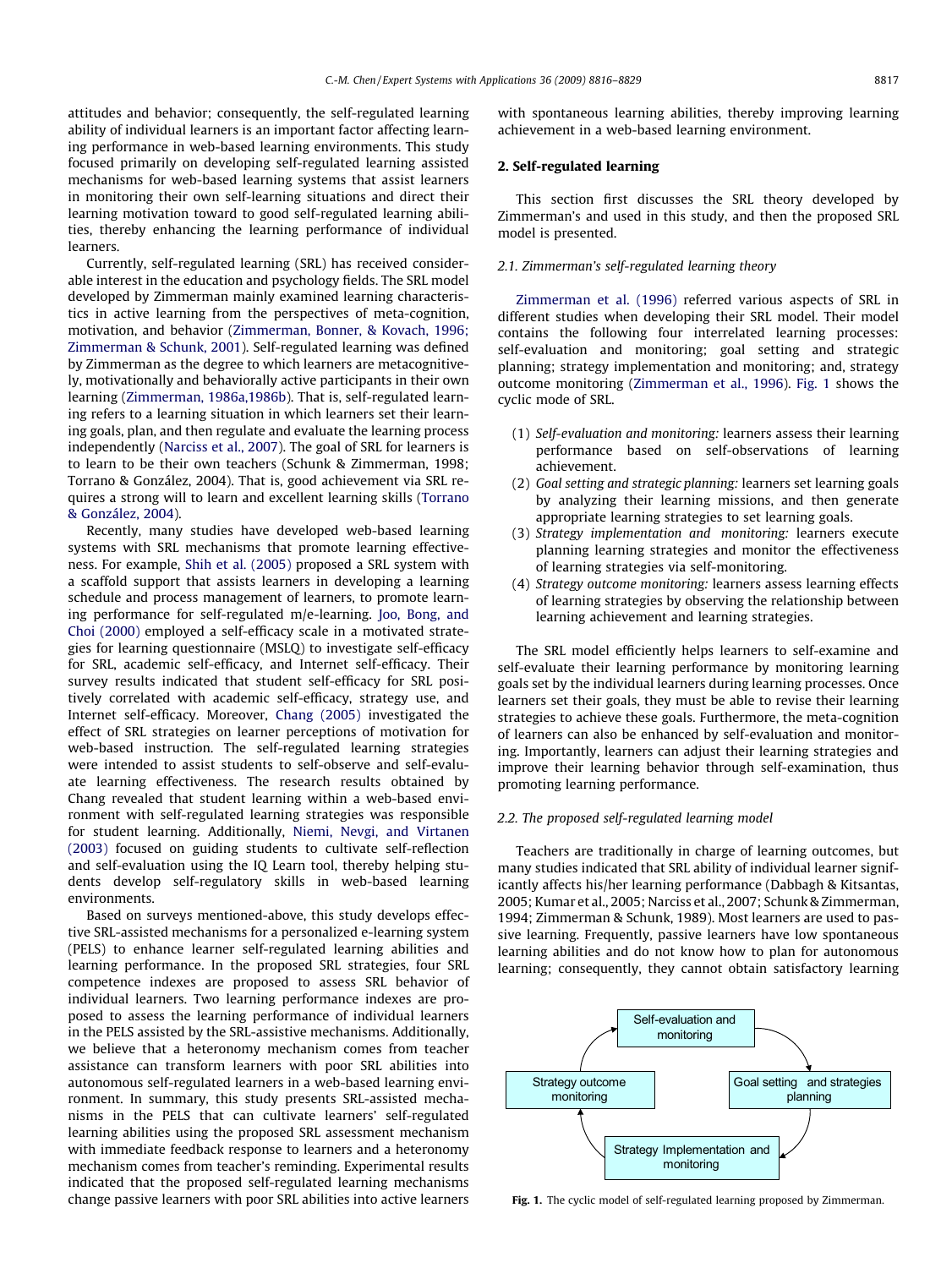attitudes and behavior; consequently, the self-regulated learning ability of individual learners is an important factor affecting learning performance in web-based learning environments. This study focused primarily on developing self-regulated learning assisted mechanisms for web-based learning systems that assist learners in monitoring their own self-learning situations and direct their learning motivation toward to good self-regulated learning abilities, thereby enhancing the learning performance of individual learners.

Currently, self-regulated learning (SRL) has received considerable interest in the education and psychology fields. The SRL model developed by Zimmerman mainly examined learning characteristics in active learning from the perspectives of meta-cognition, motivation, and behavior (Zimmerman, Bonner, & Kovach, 1996; Zimmerman & Schunk, 2001). Self-regulated learning was defined by Zimmerman as the degree to which learners are metacognitively, motivationally and behaviorally active participants in their own learning (Zimmerman, 1986a,1986b). That is, self-regulated learning refers to a learning situation in which learners set their learning goals, plan, and then regulate and evaluate the learning process independently (Narciss et al., 2007). The goal of SRL for learners is to learn to be their own teachers (Schunk & Zimmerman, 1998; Torrano & González, 2004). That is, good achievement via SRL requires a strong will to learn and excellent learning skills (Torrano & González, 2004).

Recently, many studies have developed web-based learning systems with SRL mechanisms that promote learning effectiveness. For example, Shih et al. (2005) proposed a SRL system with a scaffold support that assists learners in developing a learning schedule and process management of learners, to promote learning performance for self-regulated m/e-learning. Joo, Bong, and Choi (2000) employed a self-efficacy scale in a motivated strategies for learning questionnaire (MSLQ) to investigate self-efficacy for SRL, academic self-efficacy, and Internet self-efficacy. Their survey results indicated that student self-efficacy for SRL positively correlated with academic self-efficacy, strategy use, and Internet self-efficacy. Moreover, Chang (2005) investigated the effect of SRL strategies on learner perceptions of motivation for web-based instruction. The self-regulated learning strategies were intended to assist students to self-observe and self-evaluate learning effectiveness. The research results obtained by Chang revealed that student learning within a web-based environment with self-regulated learning strategies was responsible for student learning. Additionally, Niemi, Nevgi, and Virtanen (2003) focused on guiding students to cultivate self-reflection and self-evaluation using the IQ Learn tool, thereby helping students develop self-regulatory skills in web-based learning environments.

Based on surveys mentioned-above, this study develops effective SRL-assisted mechanisms for a personalized e-learning system (PELS) to enhance learner self-regulated learning abilities and learning performance. In the proposed SRL strategies, four SRL competence indexes are proposed to assess SRL behavior of individual learners. Two learning performance indexes are proposed to assess the learning performance of individual learners in the PELS assisted by the SRL-assistive mechanisms. Additionally, we believe that a heteronomy mechanism comes from teacher assistance can transform learners with poor SRL abilities into autonomous self-regulated learners in a web-based learning environment. In summary, this study presents SRL-assisted mechanisms in the PELS that can cultivate learners' self-regulated learning abilities using the proposed SRL assessment mechanism with immediate feedback response to learners and a heteronomy mechanism comes from teacher's reminding. Experimental results indicated that the proposed self-regulated learning mechanisms change passive learners with poor SRL abilities into active learners with spontaneous learning abilities, thereby improving learning achievement in a web-based learning environment.

## 2. Self-regulated learning

This section first discusses the SRL theory developed by Zimmerman's and used in this study, and then the proposed SRL model is presented.

### 2.1. Zimmerman's self-regulated learning theory

Zimmerman et al. (1996) referred various aspects of SRL in different studies when developing their SRL model. Their model contains the following four interrelated learning processes: self-evaluation and monitoring; goal setting and strategic planning; strategy implementation and monitoring; and, strategy outcome monitoring (Zimmerman et al., 1996). Fig. 1 shows the cyclic mode of SRL.

(1) *Self-evaluation and monitoring:* learners assess their learning performance based on self-observations of learning achievement.
(2) *Goal setting and strategic planning:* learners set learning goals by analyzing their learning missions, and then generate appropriate learning strategies to set learning goals.
(3) *Strategy implementation and monitoring:* learners execute planning learning strategies and monitor the effectiveness of learning strategies via self-monitoring.
(4) *Strategy outcome monitoring:* learners assess learning effects of learning strategies by observing the relationship between learning achievement and learning strategies.

The SRL model efficiently helps learners to self-examine and self-evaluate their learning performance by monitoring learning goals set by the individual learners during learning processes. Once learners set their goals, they must be able to revise their learning strategies to achieve these goals. Furthermore, the meta-cognition of learners can also be enhanced by self-evaluation and monitoring. Importantly, learners can adjust their learning strategies and improve their learning behavior through self-examination, thus promoting learning performance.

### 2.2. The proposed self-regulated learning model

Teachers are traditionally in charge of learning outcomes, but many studies indicated that SRL ability of individual learner significantly affects his/her learning performance (Dabbagh & Kitsantas, 2005; Kumar et al., 2005; Narciss et al., 2007; Schunk & Zimmerman, 1994; Zimmerman & Schunk, 1989). Most learners are used to passive learning. Frequently, passive learners have low spontaneous learning abilities and do not know how to plan for autonomous learning; consequently, they cannot obtain satisfactory learning

Self-evaluation and monitoring

Goal setting and strategies planning

Strategy Implementation and monitoring

Strategy outcome monitoring

**Fig. 1.** The cyclic model of self-regulated learning proposed by Zimmerman.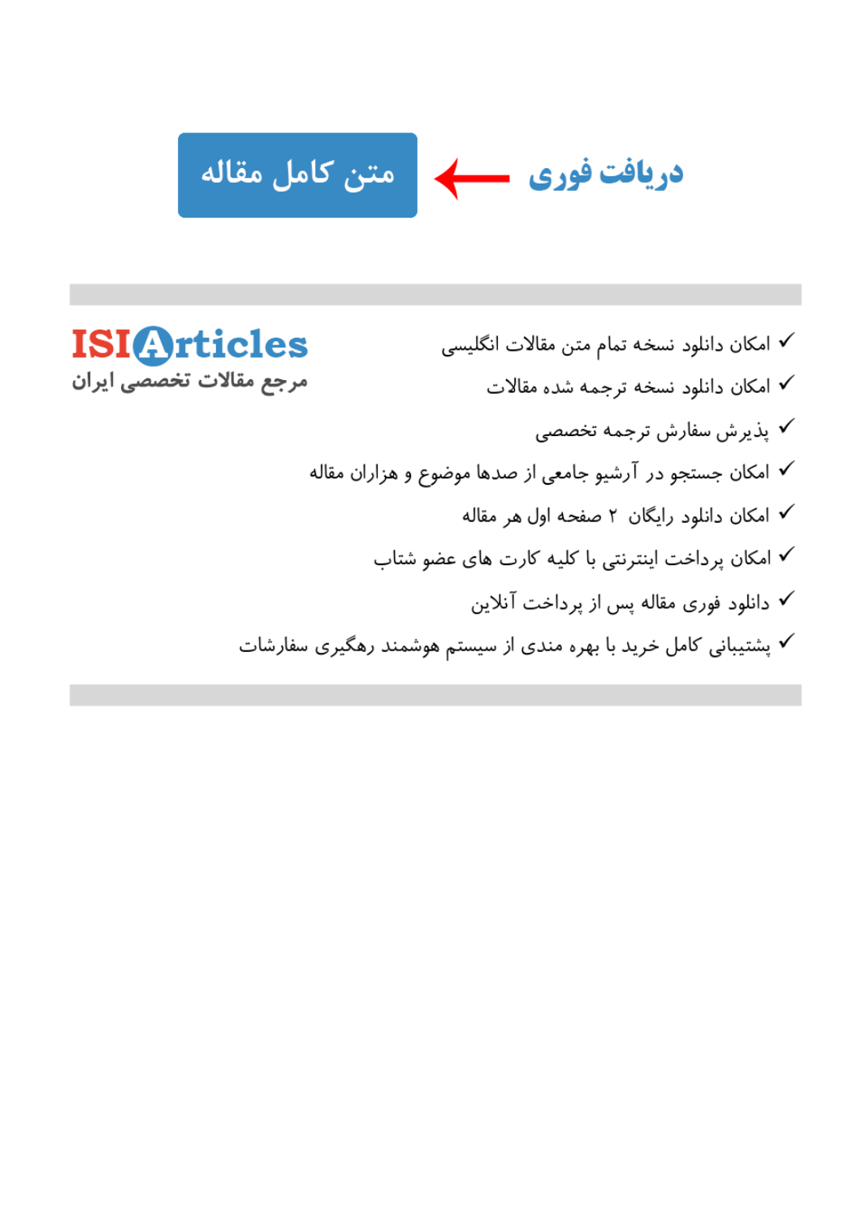متن کامل مقاله ← دریافت فوری

ISIArticles
مرجع مقالات تخصصی ایران

- ✓ امکان دانلود نسخه تمام متن مقالات انگلیسی
- ✓ امکان دانلود نسخه ترجمه شده مقالات
- ✓ پذیرش سفارش ترجمه تخصصی
- ✓ امکان جستجو در آرشیو جامعی از صدها موضوع و هزاران مقاله
- ✓ امکان دانلود رایگان ۲ صفحه اول هر مقاله
- ✓ امکان پرداخت اینترنتی با کلیه کارت های عضو شتاب
- ✓ دانلود فوری مقاله پس از پرداخت آنلاین
- ✓ پشتیبانی کامل خرید با بهره مندی از سیستم هوشمند رهگیری سفارشات